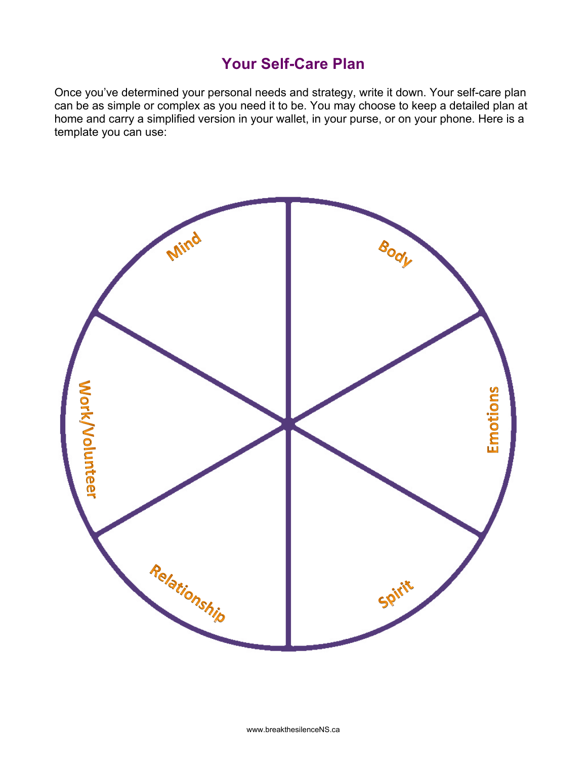# Your Self-Care Plan

Once you've determined your personal needs and strategy, write it down. Your self-care plan can be as simple or complex as you need it to be. You may choose to keep a detailed plan at home and carry a simplified version in your wallet, in your purse, or on your phone. Here is a template you can use:

Mind

Body

Emotions

Spirit

Relationship

Work/Volunteer

www.breakthesilenceNS.ca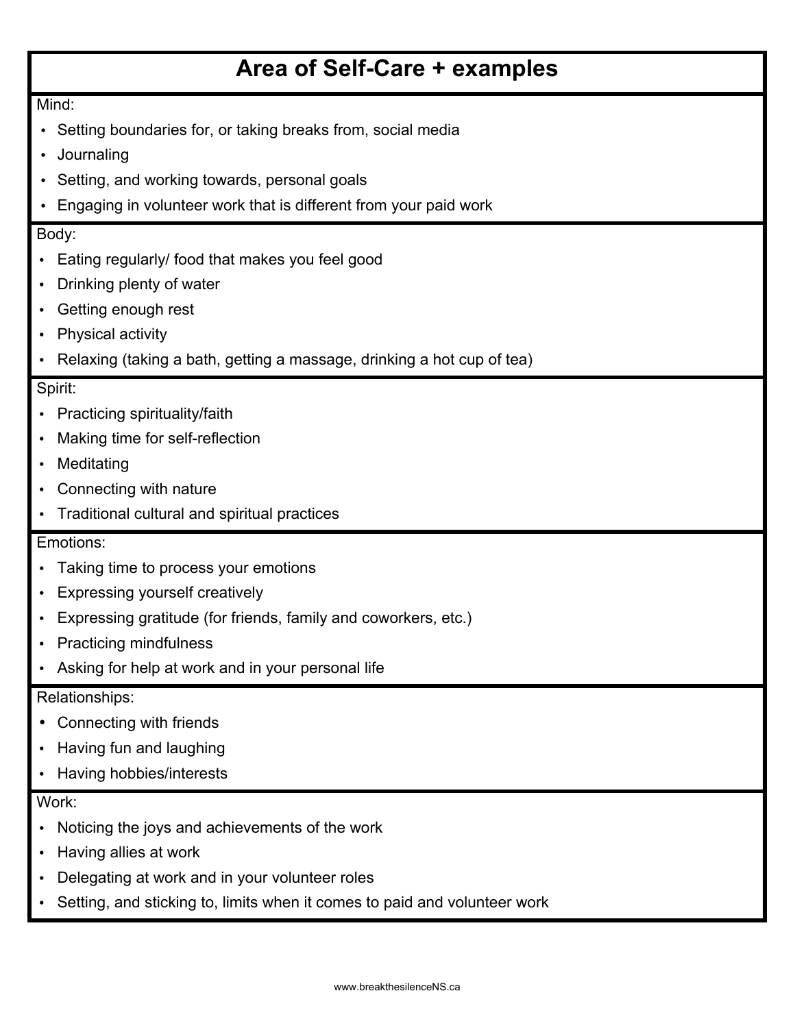# Area of Self-Care + examples

Mind:

- Setting boundaries for, or taking breaks from, social media
- Journaling
- Setting, and working towards, personal goals
- Engaging in volunteer work that is different from your paid work

Body:

- Eating regularly/ food that makes you feel good
- Drinking plenty of water
- Getting enough rest
- Physical activity
- Relaxing (taking a bath, getting a massage, drinking a hot cup of tea)

Spirit:

- Practicing spirituality/faith
- Making time for self-reflection
- Meditating
- Connecting with nature
- Traditional cultural and spiritual practices

Emotions:

- Taking time to process your emotions
- Expressing yourself creatively
- Expressing gratitude (for friends, family and coworkers, etc.)
- Practicing mindfulness
- Asking for help at work and in your personal life

Relationships:

- Connecting with friends
- Having fun and laughing
- Having hobbies/interests

Work:

- Noticing the joys and achievements of the work
- Having allies at work
- Delegating at work and in your volunteer roles
- Setting, and sticking to, limits when it comes to paid and volunteer work

www.breakthesilenceNS.ca